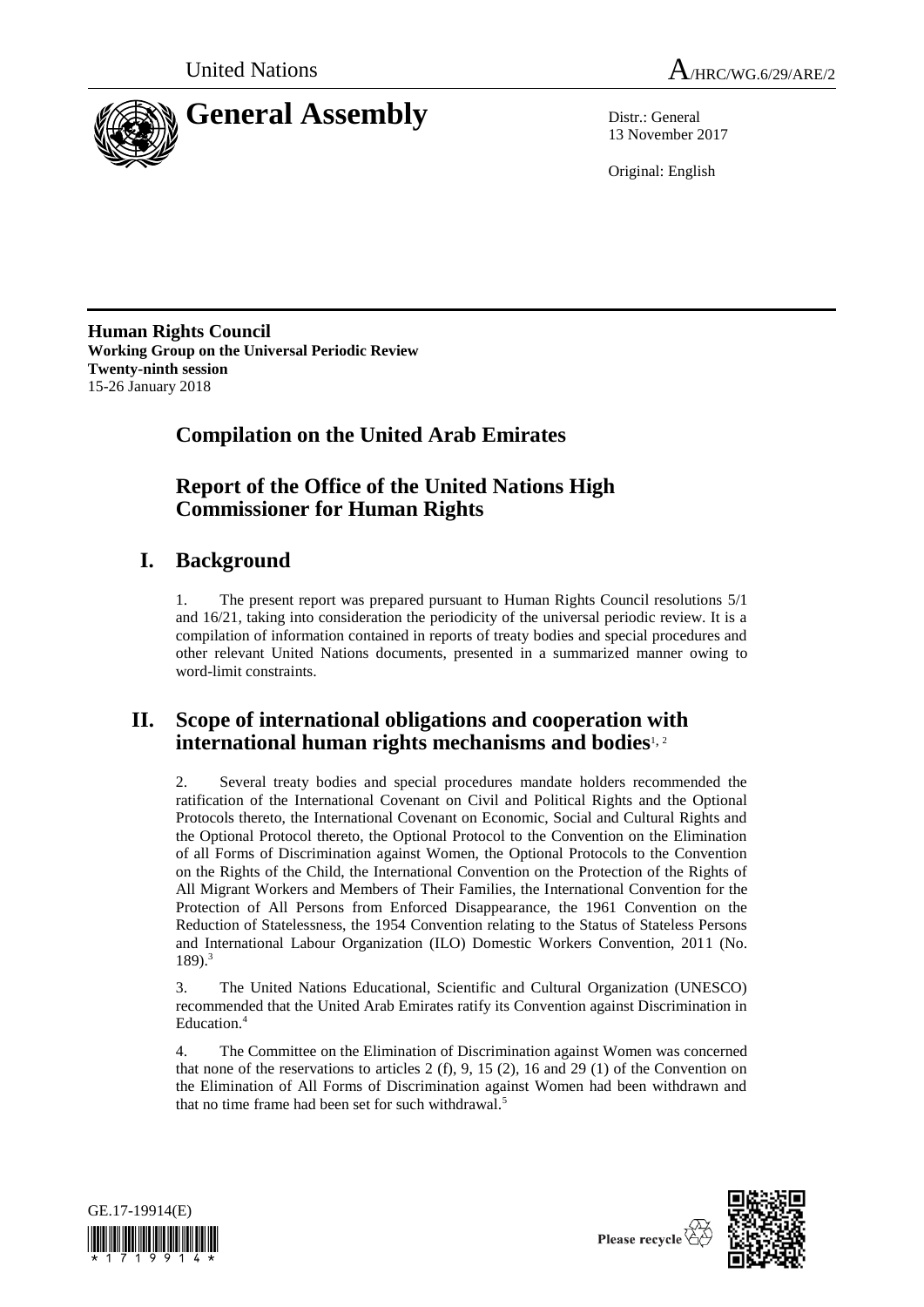United Nations

A/HRC/WG.6/29/ARE/2

# General Assembly

Distr.: General
13 November 2017

Original: English

**Human Rights Council**
**Working Group on the Universal Periodic Review**
**Twenty-ninth session**
15-26 January 2018

## Compilation on the United Arab Emirates

## Report of the Office of the United Nations High Commissioner for Human Rights

## I. Background

1. The present report was prepared pursuant to Human Rights Council resolutions 5/1 and 16/21, taking into consideration the periodicity of the universal periodic review. It is a compilation of information contained in reports of treaty bodies and special procedures and other relevant United Nations documents, presented in a summarized manner owing to word-limit constraints.

## II. Scope of international obligations and cooperation with international human rights mechanisms and bodies[1, 2]

2. Several treaty bodies and special procedures mandate holders recommended the ratification of the International Covenant on Civil and Political Rights and the Optional Protocols thereto, the International Covenant on Economic, Social and Cultural Rights and the Optional Protocol thereto, the Optional Protocol to the Convention on the Elimination of all Forms of Discrimination against Women, the Optional Protocols to the Convention on the Rights of the Child, the International Convention on the Protection of the Rights of All Migrant Workers and Members of Their Families, the International Convention for the Protection of All Persons from Enforced Disappearance, the 1961 Convention on the Reduction of Statelessness, the 1954 Convention relating to the Status of Stateless Persons and International Labour Organization (ILO) Domestic Workers Convention, 2011 (No. 189).[3]

3. The United Nations Educational, Scientific and Cultural Organization (UNESCO) recommended that the United Arab Emirates ratify its Convention against Discrimination in Education.[4]

4. The Committee on the Elimination of Discrimination against Women was concerned that none of the reservations to articles 2 (f), 9, 15 (2), 16 and 29 (1) of the Convention on the Elimination of All Forms of Discrimination against Women had been withdrawn and that no time frame had been set for such withdrawal.[5]

GE.17-19914(E)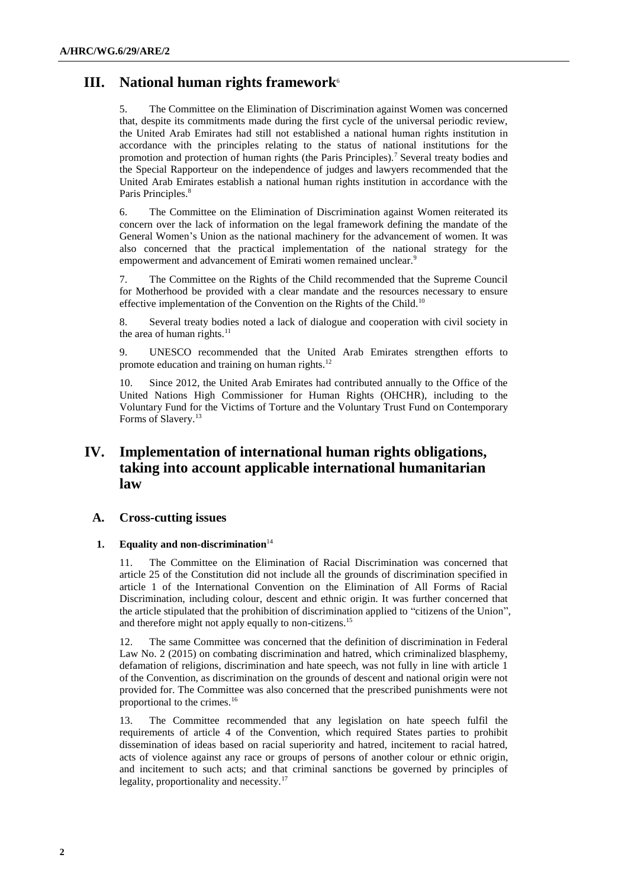## III. National human rights framework[6]

5. The Committee on the Elimination of Discrimination against Women was concerned that, despite its commitments made during the first cycle of the universal periodic review, the United Arab Emirates had still not established a national human rights institution in accordance with the principles relating to the status of national institutions for the promotion and protection of human rights (the Paris Principles).[7] Several treaty bodies and the Special Rapporteur on the independence of judges and lawyers recommended that the United Arab Emirates establish a national human rights institution in accordance with the Paris Principles.[8]

6. The Committee on the Elimination of Discrimination against Women reiterated its concern over the lack of information on the legal framework defining the mandate of the General Women's Union as the national machinery for the advancement of women. It was also concerned that the practical implementation of the national strategy for the empowerment and advancement of Emirati women remained unclear.[9]

7. The Committee on the Rights of the Child recommended that the Supreme Council for Motherhood be provided with a clear mandate and the resources necessary to ensure effective implementation of the Convention on the Rights of the Child.[10]

8. Several treaty bodies noted a lack of dialogue and cooperation with civil society in the area of human rights.[11]

9. UNESCO recommended that the United Arab Emirates strengthen efforts to promote education and training on human rights.[12]

10. Since 2012, the United Arab Emirates had contributed annually to the Office of the United Nations High Commissioner for Human Rights (OHCHR), including to the Voluntary Fund for the Victims of Torture and the Voluntary Trust Fund on Contemporary Forms of Slavery.[13]

## IV. Implementation of international human rights obligations, taking into account applicable international humanitarian law

### A. Cross-cutting issues

#### 1. Equality and non-discrimination[14]

11. The Committee on the Elimination of Racial Discrimination was concerned that article 25 of the Constitution did not include all the grounds of discrimination specified in article 1 of the International Convention on the Elimination of All Forms of Racial Discrimination, including colour, descent and ethnic origin. It was further concerned that the article stipulated that the prohibition of discrimination applied to "citizens of the Union", and therefore might not apply equally to non-citizens.[15]

12. The same Committee was concerned that the definition of discrimination in Federal Law No. 2 (2015) on combating discrimination and hatred, which criminalized blasphemy, defamation of religions, discrimination and hate speech, was not fully in line with article 1 of the Convention, as discrimination on the grounds of descent and national origin were not provided for. The Committee was also concerned that the prescribed punishments were not proportional to the crimes.[16]

13. The Committee recommended that any legislation on hate speech fulfil the requirements of article 4 of the Convention, which required States parties to prohibit dissemination of ideas based on racial superiority and hatred, incitement to racial hatred, acts of violence against any race or groups of persons of another colour or ethnic origin, and incitement to such acts; and that criminal sanctions be governed by principles of legality, proportionality and necessity.[17]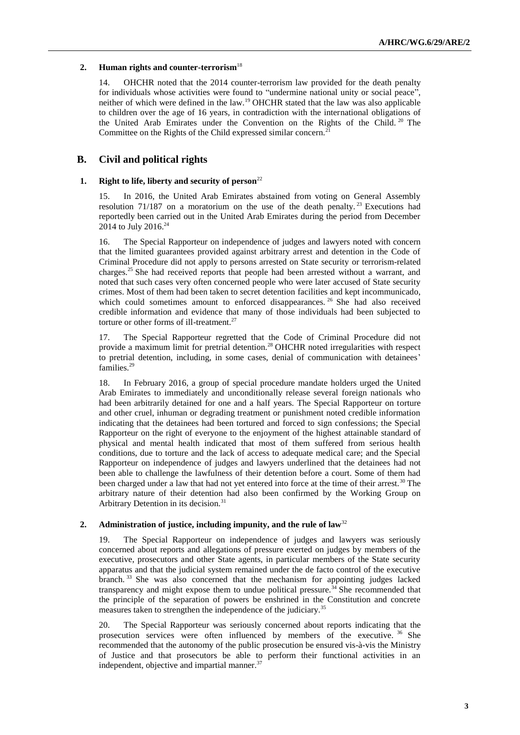### 2. Human rights and counter-terrorism[18]

14. OHCHR noted that the 2014 counter-terrorism law provided for the death penalty for individuals whose activities were found to "undermine national unity or social peace", neither of which were defined in the law.[19] OHCHR stated that the law was also applicable to children over the age of 16 years, in contradiction with the international obligations of the United Arab Emirates under the Convention on the Rights of the Child.[20] The Committee on the Rights of the Child expressed similar concern.[21]

## B. Civil and political rights

### 1. Right to life, liberty and security of person[22]

15. In 2016, the United Arab Emirates abstained from voting on General Assembly resolution 71/187 on a moratorium on the use of the death penalty.[23] Executions had reportedly been carried out in the United Arab Emirates during the period from December 2014 to July 2016.[24]

16. The Special Rapporteur on independence of judges and lawyers noted with concern that the limited guarantees provided against arbitrary arrest and detention in the Code of Criminal Procedure did not apply to persons arrested on State security or terrorism-related charges.[25] She had received reports that people had been arrested without a warrant, and noted that such cases very often concerned people who were later accused of State security crimes. Most of them had been taken to secret detention facilities and kept incommunicado, which could sometimes amount to enforced disappearances.[26] She had also received credible information and evidence that many of those individuals had been subjected to torture or other forms of ill-treatment.[27]

17. The Special Rapporteur regretted that the Code of Criminal Procedure did not provide a maximum limit for pretrial detention.[28] OHCHR noted irregularities with respect to pretrial detention, including, in some cases, denial of communication with detainees' families.[29]

18. In February 2016, a group of special procedure mandate holders urged the United Arab Emirates to immediately and unconditionally release several foreign nationals who had been arbitrarily detained for one and a half years. The Special Rapporteur on torture and other cruel, inhuman or degrading treatment or punishment noted credible information indicating that the detainees had been tortured and forced to sign confessions; the Special Rapporteur on the right of everyone to the enjoyment of the highest attainable standard of physical and mental health indicated that most of them suffered from serious health conditions, due to torture and the lack of access to adequate medical care; and the Special Rapporteur on independence of judges and lawyers underlined that the detainees had not been able to challenge the lawfulness of their detention before a court. Some of them had been charged under a law that had not yet entered into force at the time of their arrest.[30] The arbitrary nature of their detention had also been confirmed by the Working Group on Arbitrary Detention in its decision.[31]

### 2. Administration of justice, including impunity, and the rule of law[32]

19. The Special Rapporteur on independence of judges and lawyers was seriously concerned about reports and allegations of pressure exerted on judges by members of the executive, prosecutors and other State agents, in particular members of the State security apparatus and that the judicial system remained under the de facto control of the executive branch.[33] She was also concerned that the mechanism for appointing judges lacked transparency and might expose them to undue political pressure.[34] She recommended that the principle of the separation of powers be enshrined in the Constitution and concrete measures taken to strengthen the independence of the judiciary.[35]

20. The Special Rapporteur was seriously concerned about reports indicating that the prosecution services were often influenced by members of the executive.[36] She recommended that the autonomy of the public prosecution be ensured vis-à-vis the Ministry of Justice and that prosecutors be able to perform their functional activities in an independent, objective and impartial manner.[37]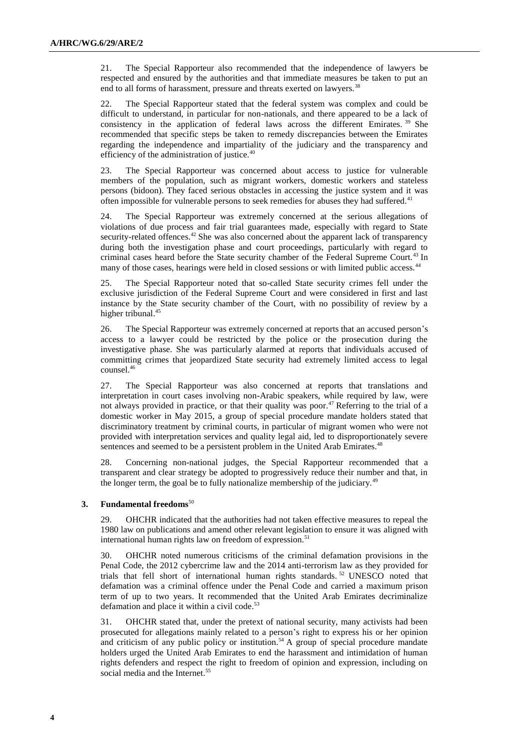21. The Special Rapporteur also recommended that the independence of lawyers be respected and ensured by the authorities and that immediate measures be taken to put an end to all forms of harassment, pressure and threats exerted on lawyers.[38]

22. The Special Rapporteur stated that the federal system was complex and could be difficult to understand, in particular for non-nationals, and there appeared to be a lack of consistency in the application of federal laws across the different Emirates.[39] She recommended that specific steps be taken to remedy discrepancies between the Emirates regarding the independence and impartiality of the judiciary and the transparency and efficiency of the administration of justice.[40]

23. The Special Rapporteur was concerned about access to justice for vulnerable members of the population, such as migrant workers, domestic workers and stateless persons (bidoon). They faced serious obstacles in accessing the justice system and it was often impossible for vulnerable persons to seek remedies for abuses they had suffered.[41]

24. The Special Rapporteur was extremely concerned at the serious allegations of violations of due process and fair trial guarantees made, especially with regard to State security-related offences.[42] She was also concerned about the apparent lack of transparency during both the investigation phase and court proceedings, particularly with regard to criminal cases heard before the State security chamber of the Federal Supreme Court.[43] In many of those cases, hearings were held in closed sessions or with limited public access.[44]

25. The Special Rapporteur noted that so-called State security crimes fell under the exclusive jurisdiction of the Federal Supreme Court and were considered in first and last instance by the State security chamber of the Court, with no possibility of review by a higher tribunal.[45]

26. The Special Rapporteur was extremely concerned at reports that an accused person's access to a lawyer could be restricted by the police or the prosecution during the investigative phase. She was particularly alarmed at reports that individuals accused of committing crimes that jeopardized State security had extremely limited access to legal counsel.[46]

27. The Special Rapporteur was also concerned at reports that translations and interpretation in court cases involving non-Arabic speakers, while required by law, were not always provided in practice, or that their quality was poor.[47] Referring to the trial of a domestic worker in May 2015, a group of special procedure mandate holders stated that discriminatory treatment by criminal courts, in particular of migrant women who were not provided with interpretation services and quality legal aid, led to disproportionately severe sentences and seemed to be a persistent problem in the United Arab Emirates.[48]

28. Concerning non-national judges, the Special Rapporteur recommended that a transparent and clear strategy be adopted to progressively reduce their number and that, in the longer term, the goal be to fully nationalize membership of the judiciary.[49]

### 3. Fundamental freedoms[50]

29. OHCHR indicated that the authorities had not taken effective measures to repeal the 1980 law on publications and amend other relevant legislation to ensure it was aligned with international human rights law on freedom of expression.[51]

30. OHCHR noted numerous criticisms of the criminal defamation provisions in the Penal Code, the 2012 cybercrime law and the 2014 anti-terrorism law as they provided for trials that fell short of international human rights standards.[52] UNESCO noted that defamation was a criminal offence under the Penal Code and carried a maximum prison term of up to two years. It recommended that the United Arab Emirates decriminalize defamation and place it within a civil code.[53]

31. OHCHR stated that, under the pretext of national security, many activists had been prosecuted for allegations mainly related to a person's right to express his or her opinion and criticism of any public policy or institution.[54] A group of special procedure mandate holders urged the United Arab Emirates to end the harassment and intimidation of human rights defenders and respect the right to freedom of opinion and expression, including on social media and the Internet.[55]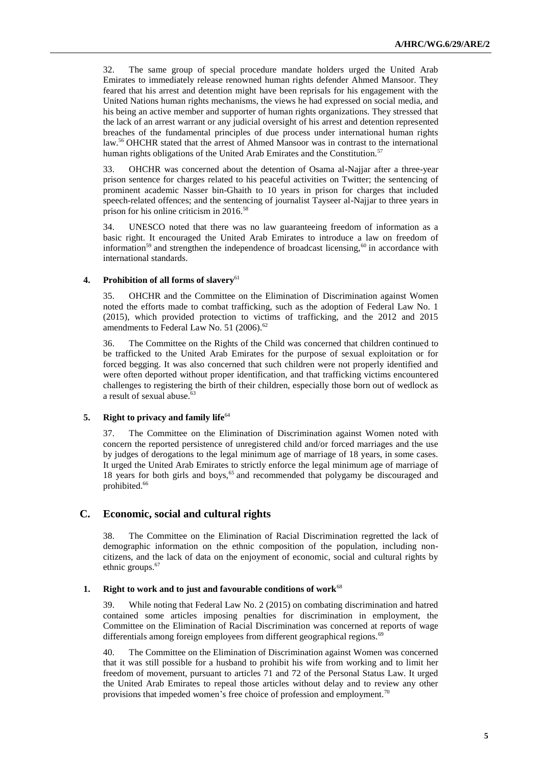32. The same group of special procedure mandate holders urged the United Arab Emirates to immediately release renowned human rights defender Ahmed Mansoor. They feared that his arrest and detention might have been reprisals for his engagement with the United Nations human rights mechanisms, the views he had expressed on social media, and his being an active member and supporter of human rights organizations. They stressed that the lack of an arrest warrant or any judicial oversight of his arrest and detention represented breaches of the fundamental principles of due process under international human rights law.[56] OHCHR stated that the arrest of Ahmed Mansoor was in contrast to the international human rights obligations of the United Arab Emirates and the Constitution.[57]

33. OHCHR was concerned about the detention of Osama al-Najjar after a three-year prison sentence for charges related to his peaceful activities on Twitter; the sentencing of prominent academic Nasser bin-Ghaith to 10 years in prison for charges that included speech-related offences; and the sentencing of journalist Tayseer al-Najjar to three years in prison for his online criticism in 2016.[58]

34. UNESCO noted that there was no law guaranteeing freedom of information as a basic right. It encouraged the United Arab Emirates to introduce a law on freedom of information[59] and strengthen the independence of broadcast licensing,[60] in accordance with international standards.

### 4. Prohibition of all forms of slavery[61]

35. OHCHR and the Committee on the Elimination of Discrimination against Women noted the efforts made to combat trafficking, such as the adoption of Federal Law No. 1 (2015), which provided protection to victims of trafficking, and the 2012 and 2015 amendments to Federal Law No. 51 (2006).[62]

36. The Committee on the Rights of the Child was concerned that children continued to be trafficked to the United Arab Emirates for the purpose of sexual exploitation or for forced begging. It was also concerned that such children were not properly identified and were often deported without proper identification, and that trafficking victims encountered challenges to registering the birth of their children, especially those born out of wedlock as a result of sexual abuse.[63]

### 5. Right to privacy and family life[64]

37. The Committee on the Elimination of Discrimination against Women noted with concern the reported persistence of unregistered child and/or forced marriages and the use by judges of derogations to the legal minimum age of marriage of 18 years, in some cases. It urged the United Arab Emirates to strictly enforce the legal minimum age of marriage of 18 years for both girls and boys,[65] and recommended that polygamy be discouraged and prohibited.[66]

## C. Economic, social and cultural rights

38. The Committee on the Elimination of Racial Discrimination regretted the lack of demographic information on the ethnic composition of the population, including non-citizens, and the lack of data on the enjoyment of economic, social and cultural rights by ethnic groups.[67]

### 1. Right to work and to just and favourable conditions of work[68]

39. While noting that Federal Law No. 2 (2015) on combating discrimination and hatred contained some articles imposing penalties for discrimination in employment, the Committee on the Elimination of Racial Discrimination was concerned at reports of wage differentials among foreign employees from different geographical regions.[69]

40. The Committee on the Elimination of Discrimination against Women was concerned that it was still possible for a husband to prohibit his wife from working and to limit her freedom of movement, pursuant to articles 71 and 72 of the Personal Status Law. It urged the United Arab Emirates to repeal those articles without delay and to review any other provisions that impeded women's free choice of profession and employment.[70]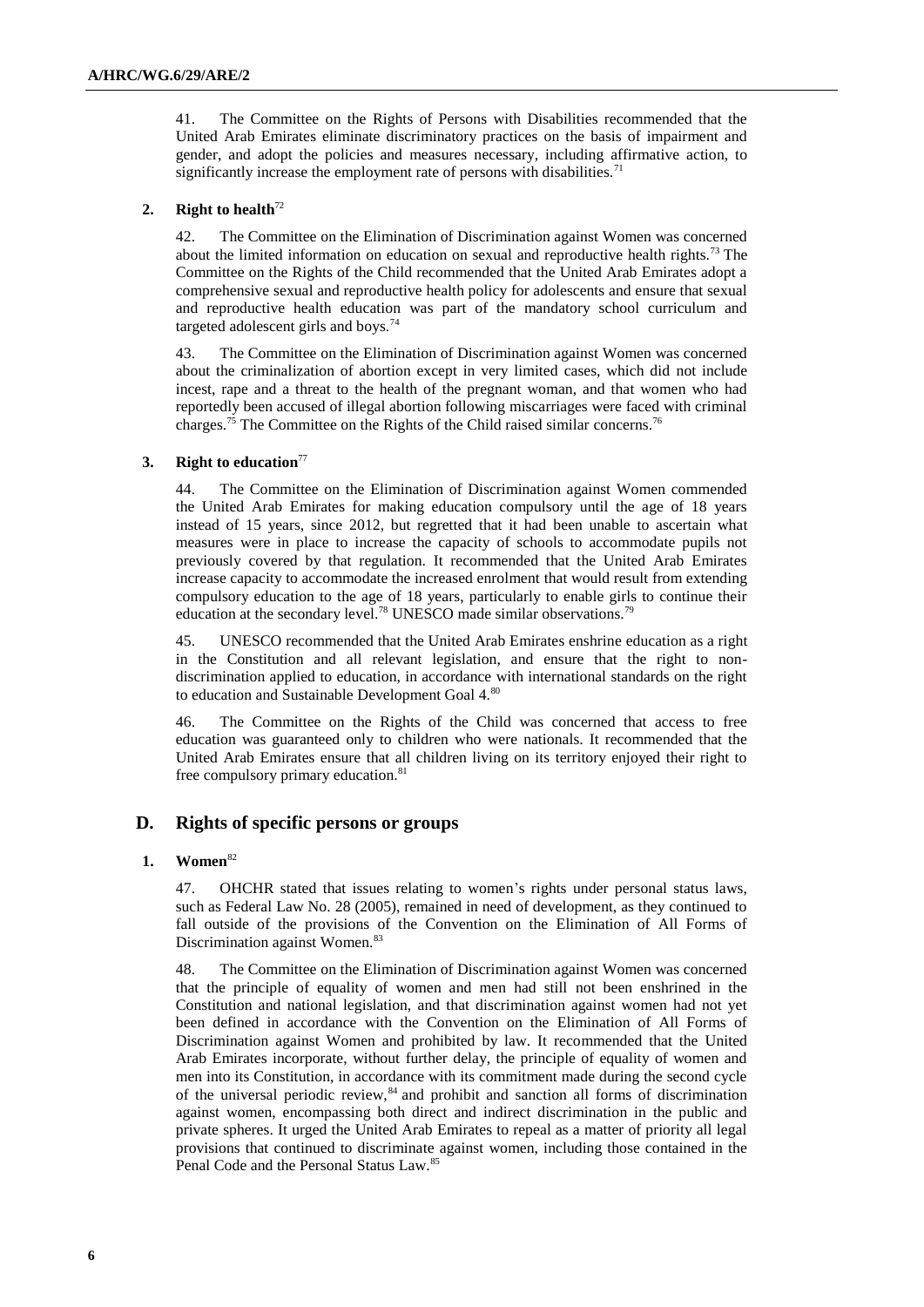41. The Committee on the Rights of Persons with Disabilities recommended that the United Arab Emirates eliminate discriminatory practices on the basis of impairment and gender, and adopt the policies and measures necessary, including affirmative action, to significantly increase the employment rate of persons with disabilities.[71]

### 2. Right to health[72]

42. The Committee on the Elimination of Discrimination against Women was concerned about the limited information on education on sexual and reproductive health rights.[73] The Committee on the Rights of the Child recommended that the United Arab Emirates adopt a comprehensive sexual and reproductive health policy for adolescents and ensure that sexual and reproductive health education was part of the mandatory school curriculum and targeted adolescent girls and boys.[74]

43. The Committee on the Elimination of Discrimination against Women was concerned about the criminalization of abortion except in very limited cases, which did not include incest, rape and a threat to the health of the pregnant woman, and that women who had reportedly been accused of illegal abortion following miscarriages were faced with criminal charges.[75] The Committee on the Rights of the Child raised similar concerns.[76]

### 3. Right to education[77]

44. The Committee on the Elimination of Discrimination against Women commended the United Arab Emirates for making education compulsory until the age of 18 years instead of 15 years, since 2012, but regretted that it had been unable to ascertain what measures were in place to increase the capacity of schools to accommodate pupils not previously covered by that regulation. It recommended that the United Arab Emirates increase capacity to accommodate the increased enrolment that would result from extending compulsory education to the age of 18 years, particularly to enable girls to continue their education at the secondary level.[78] UNESCO made similar observations.[79]

45. UNESCO recommended that the United Arab Emirates enshrine education as a right in the Constitution and all relevant legislation, and ensure that the right to non-discrimination applied to education, in accordance with international standards on the right to education and Sustainable Development Goal 4.[80]

46. The Committee on the Rights of the Child was concerned that access to free education was guaranteed only to children who were nationals. It recommended that the United Arab Emirates ensure that all children living on its territory enjoyed their right to free compulsory primary education.[81]

## D. Rights of specific persons or groups

### 1. Women[82]

47. OHCHR stated that issues relating to women's rights under personal status laws, such as Federal Law No. 28 (2005), remained in need of development, as they continued to fall outside of the provisions of the Convention on the Elimination of All Forms of Discrimination against Women.[83]

48. The Committee on the Elimination of Discrimination against Women was concerned that the principle of equality of women and men had still not been enshrined in the Constitution and national legislation, and that discrimination against women had not yet been defined in accordance with the Convention on the Elimination of All Forms of Discrimination against Women and prohibited by law. It recommended that the United Arab Emirates incorporate, without further delay, the principle of equality of women and men into its Constitution, in accordance with its commitment made during the second cycle of the universal periodic review,[84] and prohibit and sanction all forms of discrimination against women, encompassing both direct and indirect discrimination in the public and private spheres. It urged the United Arab Emirates to repeal as a matter of priority all legal provisions that continued to discriminate against women, including those contained in the Penal Code and the Personal Status Law.[85]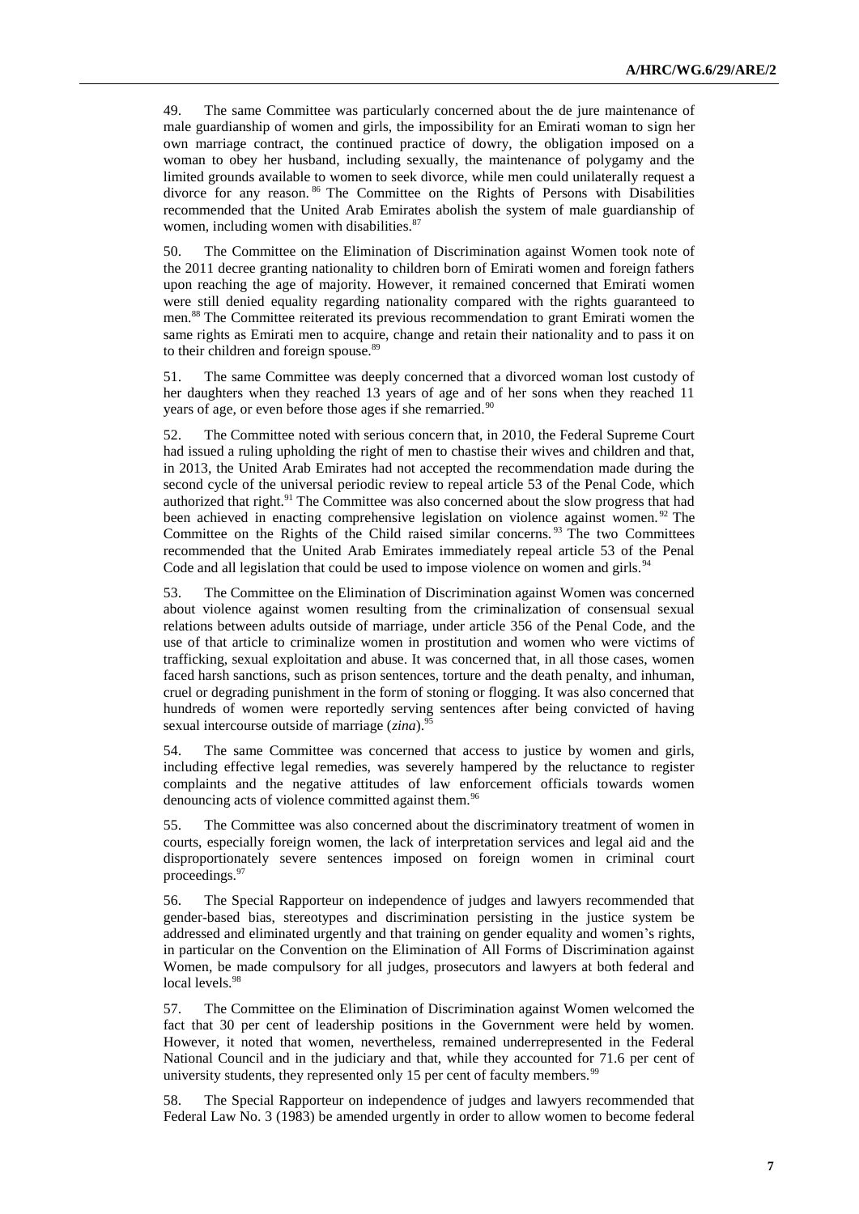49. The same Committee was particularly concerned about the de jure maintenance of male guardianship of women and girls, the impossibility for an Emirati woman to sign her own marriage contract, the continued practice of dowry, the obligation imposed on a woman to obey her husband, including sexually, the maintenance of polygamy and the limited grounds available to women to seek divorce, while men could unilaterally request a divorce for any reason.[86] The Committee on the Rights of Persons with Disabilities recommended that the United Arab Emirates abolish the system of male guardianship of women, including women with disabilities.[87]

50. The Committee on the Elimination of Discrimination against Women took note of the 2011 decree granting nationality to children born of Emirati women and foreign fathers upon reaching the age of majority. However, it remained concerned that Emirati women were still denied equality regarding nationality compared with the rights guaranteed to men.[88] The Committee reiterated its previous recommendation to grant Emirati women the same rights as Emirati men to acquire, change and retain their nationality and to pass it on to their children and foreign spouse.[89]

51. The same Committee was deeply concerned that a divorced woman lost custody of her daughters when they reached 13 years of age and of her sons when they reached 11 years of age, or even before those ages if she remarried.[90]

52. The Committee noted with serious concern that, in 2010, the Federal Supreme Court had issued a ruling upholding the right of men to chastise their wives and children and that, in 2013, the United Arab Emirates had not accepted the recommendation made during the second cycle of the universal periodic review to repeal article 53 of the Penal Code, which authorized that right.[91] The Committee was also concerned about the slow progress that had been achieved in enacting comprehensive legislation on violence against women.[92] The Committee on the Rights of the Child raised similar concerns.[93] The two Committees recommended that the United Arab Emirates immediately repeal article 53 of the Penal Code and all legislation that could be used to impose violence on women and girls.[94]

53. The Committee on the Elimination of Discrimination against Women was concerned about violence against women resulting from the criminalization of consensual sexual relations between adults outside of marriage, under article 356 of the Penal Code, and the use of that article to criminalize women in prostitution and women who were victims of trafficking, sexual exploitation and abuse. It was concerned that, in all those cases, women faced harsh sanctions, such as prison sentences, torture and the death penalty, and inhuman, cruel or degrading punishment in the form of stoning or flogging. It was also concerned that hundreds of women were reportedly serving sentences after being convicted of having sexual intercourse outside of marriage (*zina*).[95]

54. The same Committee was concerned that access to justice by women and girls, including effective legal remedies, was severely hampered by the reluctance to register complaints and the negative attitudes of law enforcement officials towards women denouncing acts of violence committed against them.[96]

55. The Committee was also concerned about the discriminatory treatment of women in courts, especially foreign women, the lack of interpretation services and legal aid and the disproportionately severe sentences imposed on foreign women in criminal court proceedings.[97]

56. The Special Rapporteur on independence of judges and lawyers recommended that gender-based bias, stereotypes and discrimination persisting in the justice system be addressed and eliminated urgently and that training on gender equality and women's rights, in particular on the Convention on the Elimination of All Forms of Discrimination against Women, be made compulsory for all judges, prosecutors and lawyers at both federal and local levels.[98]

57. The Committee on the Elimination of Discrimination against Women welcomed the fact that 30 per cent of leadership positions in the Government were held by women. However, it noted that women, nevertheless, remained underrepresented in the Federal National Council and in the judiciary and that, while they accounted for 71.6 per cent of university students, they represented only 15 per cent of faculty members.[99]

58. The Special Rapporteur on independence of judges and lawyers recommended that Federal Law No. 3 (1983) be amended urgently in order to allow women to become federal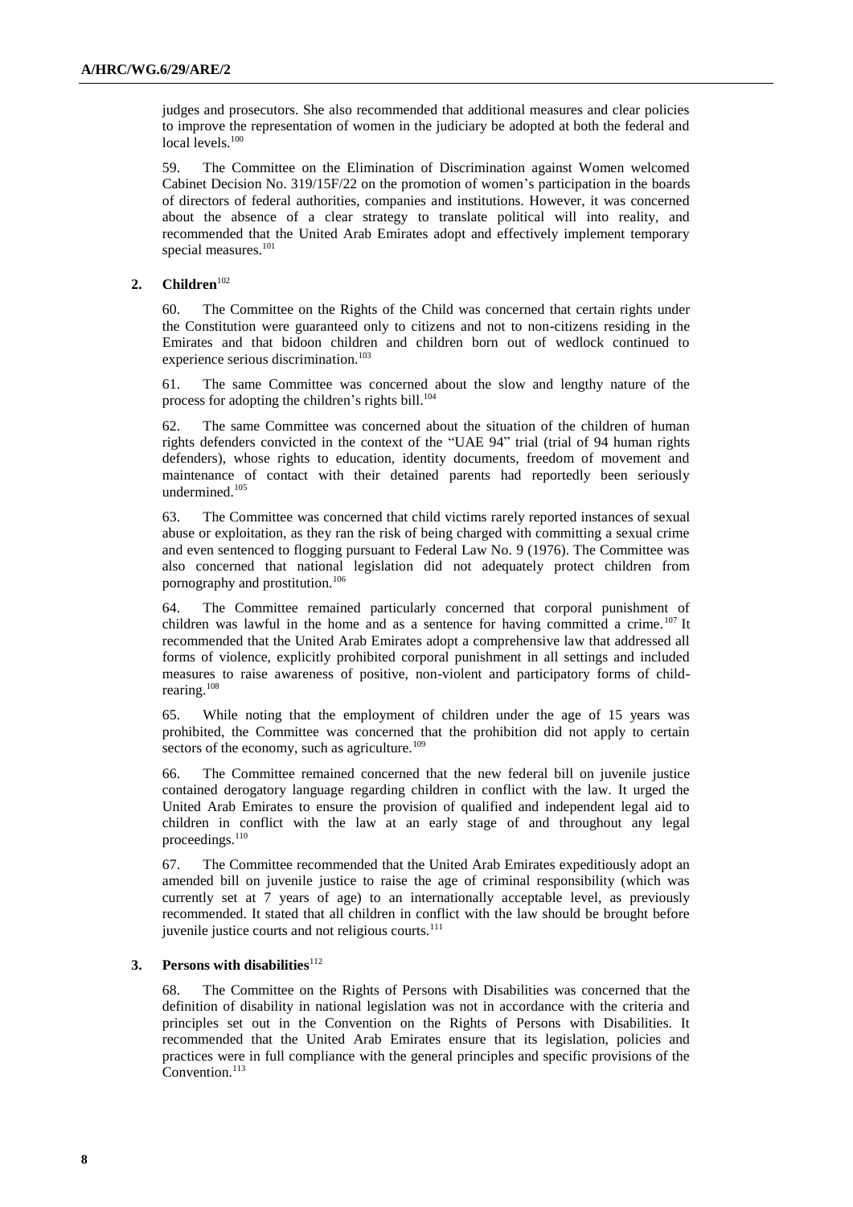judges and prosecutors. She also recommended that additional measures and clear policies to improve the representation of women in the judiciary be adopted at both the federal and local levels.[100]

59. The Committee on the Elimination of Discrimination against Women welcomed Cabinet Decision No. 319/15F/22 on the promotion of women's participation in the boards of directors of federal authorities, companies and institutions. However, it was concerned about the absence of a clear strategy to translate political will into reality, and recommended that the United Arab Emirates adopt and effectively implement temporary special measures.[101]

### 2. Children[102]

60. The Committee on the Rights of the Child was concerned that certain rights under the Constitution were guaranteed only to citizens and not to non-citizens residing in the Emirates and that bidoon children and children born out of wedlock continued to experience serious discrimination.[103]

61. The same Committee was concerned about the slow and lengthy nature of the process for adopting the children's rights bill.[104]

62. The same Committee was concerned about the situation of the children of human rights defenders convicted in the context of the "UAE 94" trial (trial of 94 human rights defenders), whose rights to education, identity documents, freedom of movement and maintenance of contact with their detained parents had reportedly been seriously undermined.[105]

63. The Committee was concerned that child victims rarely reported instances of sexual abuse or exploitation, as they ran the risk of being charged with committing a sexual crime and even sentenced to flogging pursuant to Federal Law No. 9 (1976). The Committee was also concerned that national legislation did not adequately protect children from pornography and prostitution.[106]

64. The Committee remained particularly concerned that corporal punishment of children was lawful in the home and as a sentence for having committed a crime.[107] It recommended that the United Arab Emirates adopt a comprehensive law that addressed all forms of violence, explicitly prohibited corporal punishment in all settings and included measures to raise awareness of positive, non-violent and participatory forms of child-rearing.[108]

65. While noting that the employment of children under the age of 15 years was prohibited, the Committee was concerned that the prohibition did not apply to certain sectors of the economy, such as agriculture.[109]

66. The Committee remained concerned that the new federal bill on juvenile justice contained derogatory language regarding children in conflict with the law. It urged the United Arab Emirates to ensure the provision of qualified and independent legal aid to children in conflict with the law at an early stage of and throughout any legal proceedings.[110]

67. The Committee recommended that the United Arab Emirates expeditiously adopt an amended bill on juvenile justice to raise the age of criminal responsibility (which was currently set at 7 years of age) to an internationally acceptable level, as previously recommended. It stated that all children in conflict with the law should be brought before juvenile justice courts and not religious courts.[111]

### 3. Persons with disabilities[112]

68. The Committee on the Rights of Persons with Disabilities was concerned that the definition of disability in national legislation was not in accordance with the criteria and principles set out in the Convention on the Rights of Persons with Disabilities. It recommended that the United Arab Emirates ensure that its legislation, policies and practices were in full compliance with the general principles and specific provisions of the Convention.[113]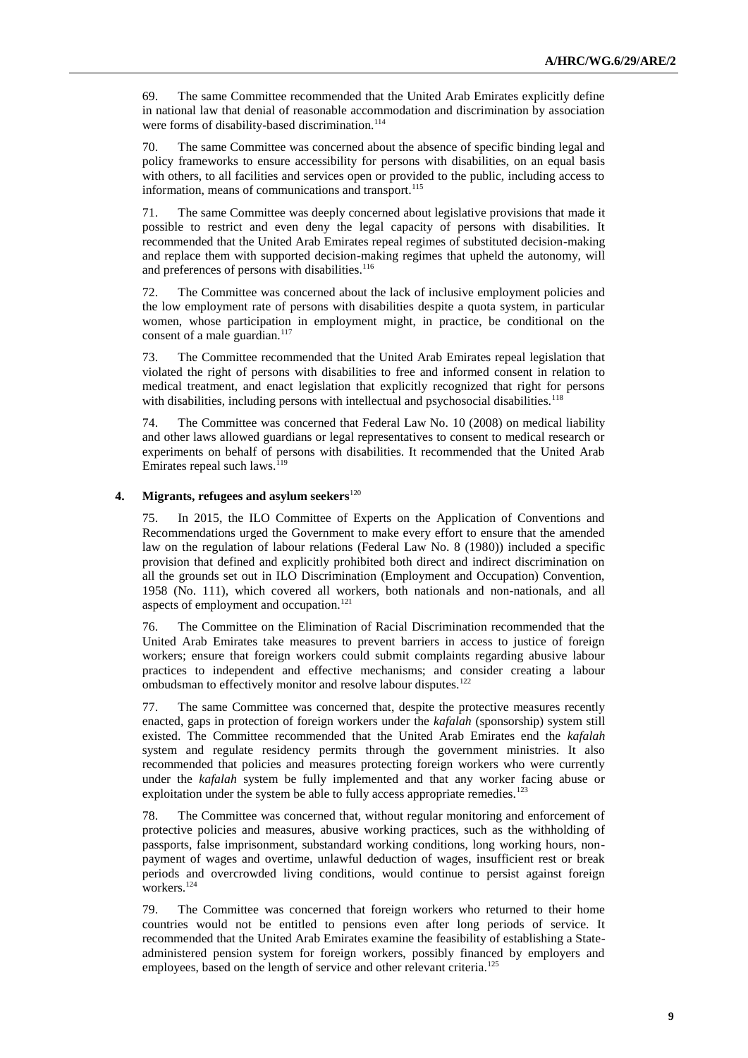69. The same Committee recommended that the United Arab Emirates explicitly define in national law that denial of reasonable accommodation and discrimination by association were forms of disability-based discrimination.[114]

70. The same Committee was concerned about the absence of specific binding legal and policy frameworks to ensure accessibility for persons with disabilities, on an equal basis with others, to all facilities and services open or provided to the public, including access to information, means of communications and transport.[115]

71. The same Committee was deeply concerned about legislative provisions that made it possible to restrict and even deny the legal capacity of persons with disabilities. It recommended that the United Arab Emirates repeal regimes of substituted decision-making and replace them with supported decision-making regimes that upheld the autonomy, will and preferences of persons with disabilities.[116]

72. The Committee was concerned about the lack of inclusive employment policies and the low employment rate of persons with disabilities despite a quota system, in particular women, whose participation in employment might, in practice, be conditional on the consent of a male guardian.[117]

73. The Committee recommended that the United Arab Emirates repeal legislation that violated the right of persons with disabilities to free and informed consent in relation to medical treatment, and enact legislation that explicitly recognized that right for persons with disabilities, including persons with intellectual and psychosocial disabilities.[118]

74. The Committee was concerned that Federal Law No. 10 (2008) on medical liability and other laws allowed guardians or legal representatives to consent to medical research or experiments on behalf of persons with disabilities. It recommended that the United Arab Emirates repeal such laws.[119]

### 4. Migrants, refugees and asylum seekers[120]

75. In 2015, the ILO Committee of Experts on the Application of Conventions and Recommendations urged the Government to make every effort to ensure that the amended law on the regulation of labour relations (Federal Law No. 8 (1980)) included a specific provision that defined and explicitly prohibited both direct and indirect discrimination on all the grounds set out in ILO Discrimination (Employment and Occupation) Convention, 1958 (No. 111), which covered all workers, both nationals and non-nationals, and all aspects of employment and occupation.[121]

76. The Committee on the Elimination of Racial Discrimination recommended that the United Arab Emirates take measures to prevent barriers in access to justice of foreign workers; ensure that foreign workers could submit complaints regarding abusive labour practices to independent and effective mechanisms; and consider creating a labour ombudsman to effectively monitor and resolve labour disputes.[122]

77. The same Committee was concerned that, despite the protective measures recently enacted, gaps in protection of foreign workers under the *kafalah* (sponsorship) system still existed. The Committee recommended that the United Arab Emirates end the *kafalah* system and regulate residency permits through the government ministries. It also recommended that policies and measures protecting foreign workers who were currently under the *kafalah* system be fully implemented and that any worker facing abuse or exploitation under the system be able to fully access appropriate remedies.[123]

78. The Committee was concerned that, without regular monitoring and enforcement of protective policies and measures, abusive working practices, such as the withholding of passports, false imprisonment, substandard working conditions, long working hours, non-payment of wages and overtime, unlawful deduction of wages, insufficient rest or break periods and overcrowded living conditions, would continue to persist against foreign workers.[124]

79. The Committee was concerned that foreign workers who returned to their home countries would not be entitled to pensions even after long periods of service. It recommended that the United Arab Emirates examine the feasibility of establishing a State-administered pension system for foreign workers, possibly financed by employers and employees, based on the length of service and other relevant criteria.[125]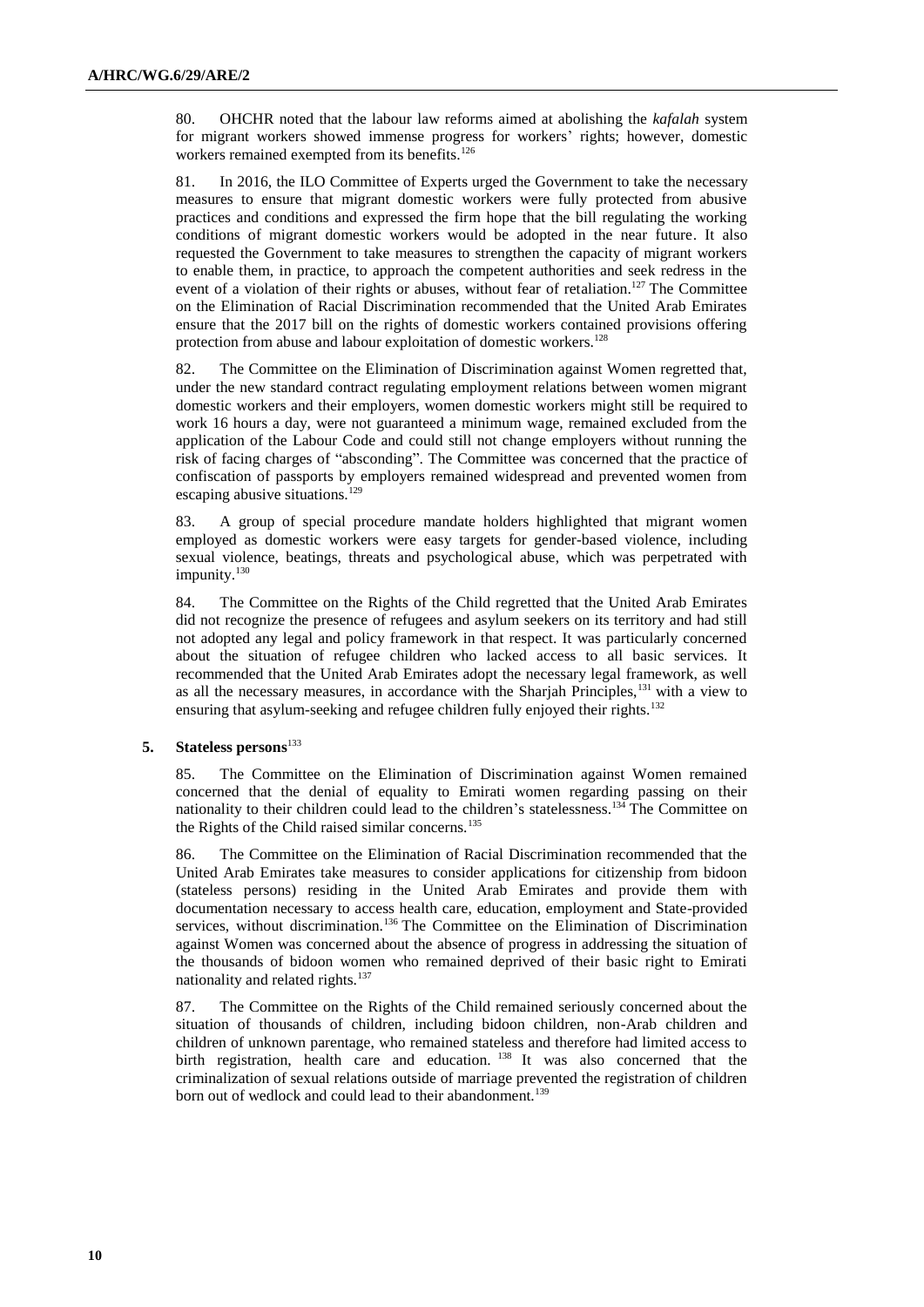80. OHCHR noted that the labour law reforms aimed at abolishing the *kafalah* system for migrant workers showed immense progress for workers' rights; however, domestic workers remained exempted from its benefits.[126]

81. In 2016, the ILO Committee of Experts urged the Government to take the necessary measures to ensure that migrant domestic workers were fully protected from abusive practices and conditions and expressed the firm hope that the bill regulating the working conditions of migrant domestic workers would be adopted in the near future. It also requested the Government to take measures to strengthen the capacity of migrant workers to enable them, in practice, to approach the competent authorities and seek redress in the event of a violation of their rights or abuses, without fear of retaliation.[127] The Committee on the Elimination of Racial Discrimination recommended that the United Arab Emirates ensure that the 2017 bill on the rights of domestic workers contained provisions offering protection from abuse and labour exploitation of domestic workers.[128]

82. The Committee on the Elimination of Discrimination against Women regretted that, under the new standard contract regulating employment relations between women migrant domestic workers and their employers, women domestic workers might still be required to work 16 hours a day, were not guaranteed a minimum wage, remained excluded from the application of the Labour Code and could still not change employers without running the risk of facing charges of "absconding". The Committee was concerned that the practice of confiscation of passports by employers remained widespread and prevented women from escaping abusive situations.[129]

83. A group of special procedure mandate holders highlighted that migrant women employed as domestic workers were easy targets for gender-based violence, including sexual violence, beatings, threats and psychological abuse, which was perpetrated with impunity.[130]

84. The Committee on the Rights of the Child regretted that the United Arab Emirates did not recognize the presence of refugees and asylum seekers on its territory and had still not adopted any legal and policy framework in that respect. It was particularly concerned about the situation of refugee children who lacked access to all basic services. It recommended that the United Arab Emirates adopt the necessary legal framework, as well as all the necessary measures, in accordance with the Sharjah Principles,[131] with a view to ensuring that asylum-seeking and refugee children fully enjoyed their rights.[132]

### 5. Stateless persons[133]

85. The Committee on the Elimination of Discrimination against Women remained concerned that the denial of equality to Emirati women regarding passing on their nationality to their children could lead to the children's statelessness.[134] The Committee on the Rights of the Child raised similar concerns.[135]

86. The Committee on the Elimination of Racial Discrimination recommended that the United Arab Emirates take measures to consider applications for citizenship from bidoon (stateless persons) residing in the United Arab Emirates and provide them with documentation necessary to access health care, education, employment and State-provided services, without discrimination.[136] The Committee on the Elimination of Discrimination against Women was concerned about the absence of progress in addressing the situation of the thousands of bidoon women who remained deprived of their basic right to Emirati nationality and related rights.[137]

87. The Committee on the Rights of the Child remained seriously concerned about the situation of thousands of children, including bidoon children, non-Arab children and children of unknown parentage, who remained stateless and therefore had limited access to birth registration, health care and education.[138] It was also concerned that the criminalization of sexual relations outside of marriage prevented the registration of children born out of wedlock and could lead to their abandonment.[139]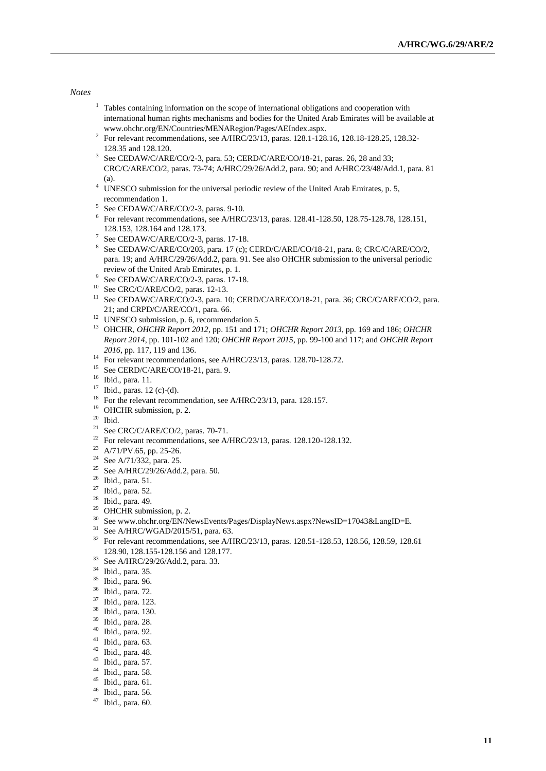*Notes*

[1] Tables containing information on the scope of international obligations and cooperation with international human rights mechanisms and bodies for the United Arab Emirates will be available at www.ohchr.org/EN/Countries/MENARegion/Pages/AEIndex.aspx.

[2] For relevant recommendations, see A/HRC/23/13, paras. 128.1-128.16, 128.18-128.25, 128.32-128.35 and 128.120.

[3] See CEDAW/C/ARE/CO/2-3, para. 53; CERD/C/ARE/CO/18-21, paras. 26, 28 and 33; CRC/C/ARE/CO/2, paras. 73-74; A/HRC/29/26/Add.2, para. 90; and A/HRC/23/48/Add.1, para. 81 (a).

[4] UNESCO submission for the universal periodic review of the United Arab Emirates, p. 5, recommendation 1.

[5] See CEDAW/C/ARE/CO/2-3, paras. 9-10.

[6] For relevant recommendations, see A/HRC/23/13, paras. 128.41-128.50, 128.75-128.78, 128.151, 128.153, 128.164 and 128.173.

[7] See CEDAW/C/ARE/CO/2-3, paras. 17-18.

[8] See CEDAW/C/ARE/CO/203, para. 17 (c); CERD/C/ARE/CO/18-21, para. 8; CRC/C/ARE/CO/2, para. 19; and A/HRC/29/26/Add.2, para. 91. See also OHCHR submission to the universal periodic review of the United Arab Emirates, p. 1.

[9] See CEDAW/C/ARE/CO/2-3, paras. 17-18.

[10] See CRC/C/ARE/CO/2, paras. 12-13.

[11] See CEDAW/C/ARE/CO/2-3, para. 10; CERD/C/ARE/CO/18-21, para. 36; CRC/C/ARE/CO/2, para. 21; and CRPD/C/ARE/CO/1, para. 66.

[12] UNESCO submission, p. 6, recommendation 5.

[13] OHCHR, *OHCHR Report 2012*, pp. 151 and 171; *OHCHR Report 2013*, pp. 169 and 186; *OHCHR Report 2014*, pp. 101-102 and 120; *OHCHR Report 2015*, pp. 99-100 and 117; and *OHCHR Report 2016*, pp. 117, 119 and 136.

[14] For relevant recommendations, see A/HRC/23/13, paras. 128.70-128.72.

[15] See CERD/C/ARE/CO/18-21, para. 9.

[16] Ibid., para. 11.

[17] Ibid., paras. 12 (c)-(d).

[18] For the relevant recommendation, see A/HRC/23/13, para. 128.157.

[19] OHCHR submission, p. 2.

[20] Ibid.

[21] See CRC/C/ARE/CO/2, paras. 70-71.

[22] For relevant recommendations, see A/HRC/23/13, paras. 128.120-128.132.

[23] A/71/PV.65, pp. 25-26.

[24] See A/71/332, para. 25.

[25] See A/HRC/29/26/Add.2, para. 50.

[26] Ibid., para. 51.

[27] Ibid., para. 52.

[28] Ibid., para. 49.

[29] OHCHR submission, p. 2.

[30] See www.ohchr.org/EN/NewsEvents/Pages/DisplayNews.aspx?NewsID=17043&LangID=E.

[31] See A/HRC/WGAD/2015/51, para. 63.

[32] For relevant recommendations, see A/HRC/23/13, paras. 128.51-128.53, 128.56, 128.59, 128.61 128.90, 128.155-128.156 and 128.177.

[33] See A/HRC/29/26/Add.2, para. 33.

[34] Ibid., para. 35.

[35] Ibid., para. 96.

[36] Ibid., para. 72.

[37] Ibid., para. 123.

[38] Ibid., para. 130.

[39] Ibid., para. 28.

[40] Ibid., para. 92.

[41] Ibid., para. 63.

[42] Ibid., para. 48.

[43] Ibid., para. 57.

[44] Ibid., para. 58.

[45] Ibid., para. 61.

[46] Ibid., para. 56.

[47] Ibid., para. 60.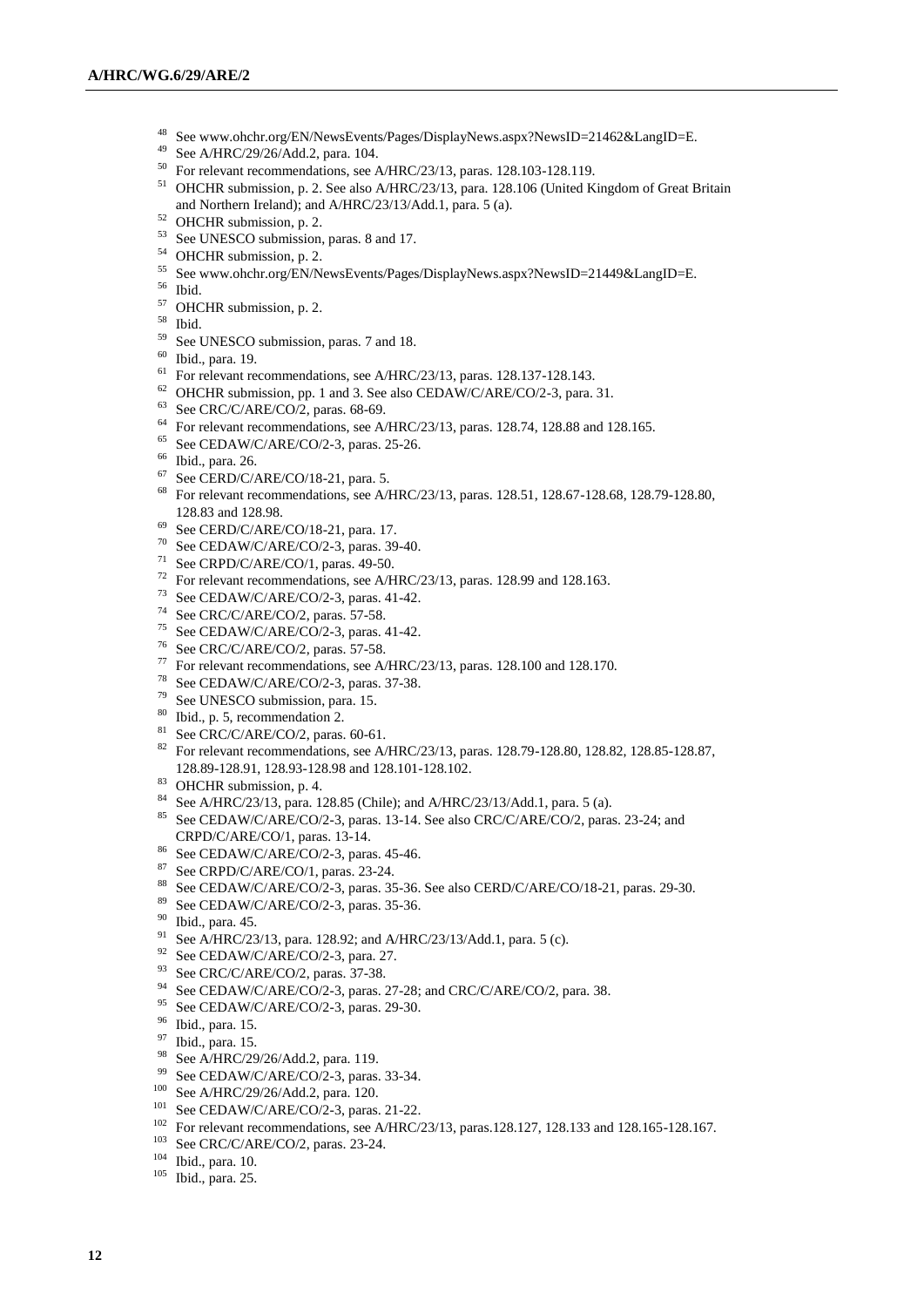[48] See www.ohchr.org/EN/NewsEvents/Pages/DisplayNews.aspx?NewsID=21462&LangID=E.

[49] See A/HRC/29/26/Add.2, para. 104.

[50] For relevant recommendations, see A/HRC/23/13, paras. 128.103-128.119.

[51] OHCHR submission, p. 2. See also A/HRC/23/13, para. 128.106 (United Kingdom of Great Britain and Northern Ireland); and A/HRC/23/13/Add.1, para. 5 (a).

[52] OHCHR submission, p. 2.

[53] See UNESCO submission, paras. 8 and 17.

[54] OHCHR submission, p. 2.

[55] See www.ohchr.org/EN/NewsEvents/Pages/DisplayNews.aspx?NewsID=21449&LangID=E.

[56] Ibid.

[57] OHCHR submission, p. 2.

[58] Ibid.

[59] See UNESCO submission, paras. 7 and 18.

[60] Ibid., para. 19.

[61] For relevant recommendations, see A/HRC/23/13, paras. 128.137-128.143.

[62] OHCHR submission, pp. 1 and 3. See also CEDAW/C/ARE/CO/2-3, para. 31.

[63] See CRC/C/ARE/CO/2, paras. 68-69.

[64] For relevant recommendations, see A/HRC/23/13, paras. 128.74, 128.88 and 128.165.

[65] See CEDAW/C/ARE/CO/2-3, paras. 25-26.

[66] Ibid., para. 26.

[67] See CERD/C/ARE/CO/18-21, para. 5.

[68] For relevant recommendations, see A/HRC/23/13, paras. 128.51, 128.67-128.68, 128.79-128.80, 128.83 and 128.98.

[69] See CERD/C/ARE/CO/18-21, para. 17.

[70] See CEDAW/C/ARE/CO/2-3, paras. 39-40.

[71] See CRPD/C/ARE/CO/1, paras. 49-50.

[72] For relevant recommendations, see A/HRC/23/13, paras. 128.99 and 128.163.

[73] See CEDAW/C/ARE/CO/2-3, paras. 41-42.

[74] See CRC/C/ARE/CO/2, paras. 57-58.

[75] See CEDAW/C/ARE/CO/2-3, paras. 41-42.

[76] See CRC/C/ARE/CO/2, paras. 57-58.

[77] For relevant recommendations, see A/HRC/23/13, paras. 128.100 and 128.170.

[78] See CEDAW/C/ARE/CO/2-3, paras. 37-38.

[79] See UNESCO submission, para. 15.

[80] Ibid., p. 5, recommendation 2.

[81] See CRC/C/ARE/CO/2, paras. 60-61.

[82] For relevant recommendations, see A/HRC/23/13, paras. 128.79-128.80, 128.82, 128.85-128.87, 128.89-128.91, 128.93-128.98 and 128.101-128.102.

[83] OHCHR submission, p. 4.

[84] See A/HRC/23/13, para. 128.85 (Chile); and A/HRC/23/13/Add.1, para. 5 (a).

[85] See CEDAW/C/ARE/CO/2-3, paras. 13-14. See also CRC/C/ARE/CO/2, paras. 23-24; and CRPD/C/ARE/CO/1, paras. 13-14.

[86] See CEDAW/C/ARE/CO/2-3, paras. 45-46.

[87] See CRPD/C/ARE/CO/1, paras. 23-24.

[88] See CEDAW/C/ARE/CO/2-3, paras. 35-36. See also CERD/C/ARE/CO/18-21, paras. 29-30.

[89] See CEDAW/C/ARE/CO/2-3, paras. 35-36.

[90] Ibid., para. 45.

[91] See A/HRC/23/13, para. 128.92; and A/HRC/23/13/Add.1, para. 5 (c).

[92] See CEDAW/C/ARE/CO/2-3, para. 27.

[93] See CRC/C/ARE/CO/2, paras. 37-38.

[94] See CEDAW/C/ARE/CO/2-3, paras. 27-28; and CRC/C/ARE/CO/2, para. 38.

[95] See CEDAW/C/ARE/CO/2-3, paras. 29-30.

[96] Ibid., para. 15.

[97] Ibid., para. 15.

[98] See A/HRC/29/26/Add.2, para. 119.

[99] See CEDAW/C/ARE/CO/2-3, paras. 33-34.

[100] See A/HRC/29/26/Add.2, para. 120.

[101] See CEDAW/C/ARE/CO/2-3, paras. 21-22.

[102] For relevant recommendations, see A/HRC/23/13, paras.128.127, 128.133 and 128.165-128.167.

[103] See CRC/C/ARE/CO/2, paras. 23-24.

[104] Ibid., para. 10.

[105] Ibid., para. 25.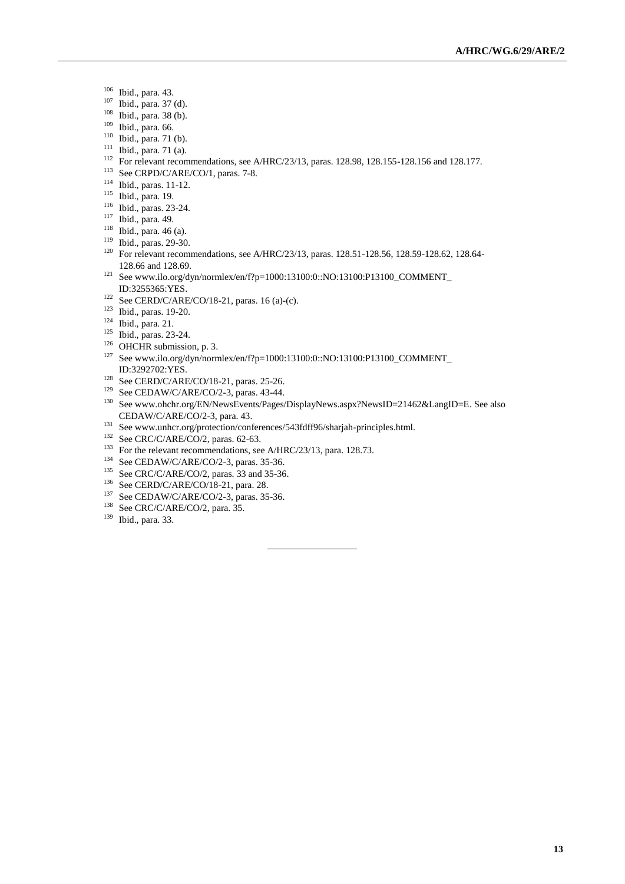[106] Ibid., para. 43.

[107] Ibid., para. 37 (d).

[108] Ibid., para. 38 (b).

[109] Ibid., para. 66.

[110] Ibid., para. 71 (b).

[111] Ibid., para. 71 (a).

[112] For relevant recommendations, see A/HRC/23/13, paras. 128.98, 128.155-128.156 and 128.177.

[113] See CRPD/C/ARE/CO/1, paras. 7-8.

[114] Ibid., paras. 11-12.

[115] Ibid., para. 19.

[116] Ibid., paras. 23-24.

[117] Ibid., para. 49.

[118] Ibid., para. 46 (a).

[119] Ibid., paras. 29-30.

[120] For relevant recommendations, see A/HRC/23/13, paras. 128.51-128.56, 128.59-128.62, 128.64-128.66 and 128.69.

[121] See www.ilo.org/dyn/normlex/en/f?p=1000:13100:0::NO:13100:P13100_COMMENT_ID:3255365:YES.

[122] See CERD/C/ARE/CO/18-21, paras. 16 (a)-(c).

[123] Ibid., paras. 19-20.

[124] Ibid., para. 21.

[125] Ibid., paras. 23-24.

[126] OHCHR submission, p. 3.

[127] See www.ilo.org/dyn/normlex/en/f?p=1000:13100:0::NO:13100:P13100_COMMENT_ID:3292702:YES.

[128] See CERD/C/ARE/CO/18-21, paras. 25-26.

[129] See CEDAW/C/ARE/CO/2-3, paras. 43-44.

[130] See www.ohchr.org/EN/NewsEvents/Pages/DisplayNews.aspx?NewsID=21462&LangID=E. See also CEDAW/C/ARE/CO/2-3, para. 43.

[131] See www.unhcr.org/protection/conferences/543fdff96/sharjah-principles.html.

[132] See CRC/C/ARE/CO/2, paras. 62-63.

[133] For the relevant recommendations, see A/HRC/23/13, para. 128.73.

[134] See CEDAW/C/ARE/CO/2-3, paras. 35-36.

[135] See CRC/C/ARE/CO/2, paras. 33 and 35-36.

[136] See CERD/C/ARE/CO/18-21, para. 28.

[137] See CEDAW/C/ARE/CO/2-3, paras. 35-36.

[138] See CRC/C/ARE/CO/2, para. 35.

[139] Ibid., para. 33.